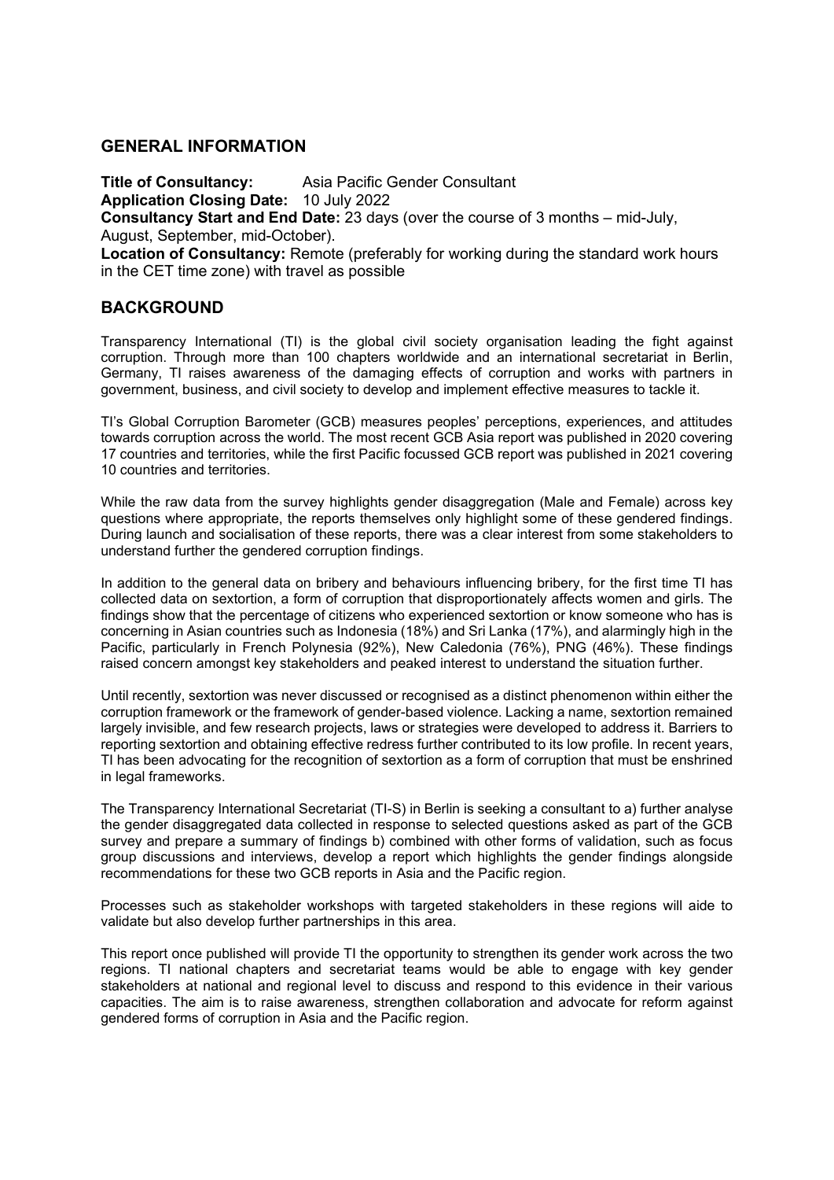## GENERAL INFORMATION

**Title of Consultancy:** Asia Pacific Gender Consultant
**Application Closing Date:** 10 July 2022
**Consultancy Start and End Date:** 23 days (over the course of 3 months – mid-July, August, September, mid-October).
**Location of Consultancy:** Remote (preferably for working during the standard work hours in the CET time zone) with travel as possible

## BACKGROUND

Transparency International (TI) is the global civil society organisation leading the fight against corruption. Through more than 100 chapters worldwide and an international secretariat in Berlin, Germany, TI raises awareness of the damaging effects of corruption and works with partners in government, business, and civil society to develop and implement effective measures to tackle it.

TI's Global Corruption Barometer (GCB) measures peoples' perceptions, experiences, and attitudes towards corruption across the world. The most recent GCB Asia report was published in 2020 covering 17 countries and territories, while the first Pacific focussed GCB report was published in 2021 covering 10 countries and territories.

While the raw data from the survey highlights gender disaggregation (Male and Female) across key questions where appropriate, the reports themselves only highlight some of these gendered findings. During launch and socialisation of these reports, there was a clear interest from some stakeholders to understand further the gendered corruption findings.

In addition to the general data on bribery and behaviours influencing bribery, for the first time TI has collected data on sextortion, a form of corruption that disproportionately affects women and girls. The findings show that the percentage of citizens who experienced sextortion or know someone who has is concerning in Asian countries such as Indonesia (18%) and Sri Lanka (17%), and alarmingly high in the Pacific, particularly in French Polynesia (92%), New Caledonia (76%), PNG (46%). These findings raised concern amongst key stakeholders and peaked interest to understand the situation further.

Until recently, sextortion was never discussed or recognised as a distinct phenomenon within either the corruption framework or the framework of gender-based violence. Lacking a name, sextortion remained largely invisible, and few research projects, laws or strategies were developed to address it. Barriers to reporting sextortion and obtaining effective redress further contributed to its low profile. In recent years, TI has been advocating for the recognition of sextortion as a form of corruption that must be enshrined in legal frameworks.

The Transparency International Secretariat (TI-S) in Berlin is seeking a consultant to a) further analyse the gender disaggregated data collected in response to selected questions asked as part of the GCB survey and prepare a summary of findings b) combined with other forms of validation, such as focus group discussions and interviews, develop a report which highlights the gender findings alongside recommendations for these two GCB reports in Asia and the Pacific region.

Processes such as stakeholder workshops with targeted stakeholders in these regions will aide to validate but also develop further partnerships in this area.

This report once published will provide TI the opportunity to strengthen its gender work across the two regions. TI national chapters and secretariat teams would be able to engage with key gender stakeholders at national and regional level to discuss and respond to this evidence in their various capacities. The aim is to raise awareness, strengthen collaboration and advocate for reform against gendered forms of corruption in Asia and the Pacific region.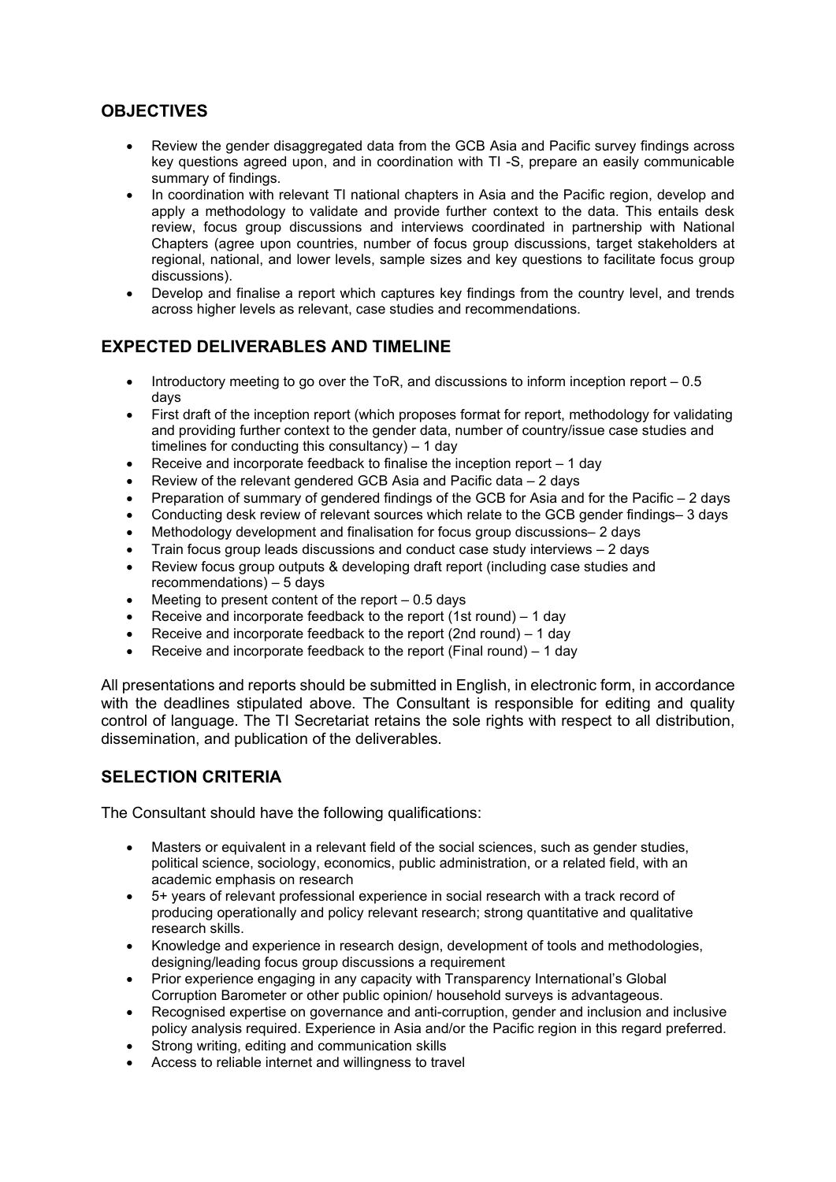## OBJECTIVES

- Review the gender disaggregated data from the GCB Asia and Pacific survey findings across key questions agreed upon, and in coordination with TI -S, prepare an easily communicable summary of findings.
- In coordination with relevant TI national chapters in Asia and the Pacific region, develop and apply a methodology to validate and provide further context to the data. This entails desk review, focus group discussions and interviews coordinated in partnership with National Chapters (agree upon countries, number of focus group discussions, target stakeholders at regional, national, and lower levels, sample sizes and key questions to facilitate focus group discussions).
- Develop and finalise a report which captures key findings from the country level, and trends across higher levels as relevant, case studies and recommendations.

## EXPECTED DELIVERABLES AND TIMELINE

- Introductory meeting to go over the ToR, and discussions to inform inception report – 0.5 days
- First draft of the inception report (which proposes format for report, methodology for validating and providing further context to the gender data, number of country/issue case studies and timelines for conducting this consultancy) – 1 day
- Receive and incorporate feedback to finalise the inception report – 1 day
- Review of the relevant gendered GCB Asia and Pacific data – 2 days
- Preparation of summary of gendered findings of the GCB for Asia and for the Pacific – 2 days
- Conducting desk review of relevant sources which relate to the GCB gender findings– 3 days
- Methodology development and finalisation for focus group discussions– 2 days
- Train focus group leads discussions and conduct case study interviews – 2 days
- Review focus group outputs & developing draft report (including case studies and recommendations) – 5 days
- Meeting to present content of the report – 0.5 days
- Receive and incorporate feedback to the report (1st round) – 1 day
- Receive and incorporate feedback to the report (2nd round) – 1 day
- Receive and incorporate feedback to the report (Final round) – 1 day

All presentations and reports should be submitted in English, in electronic form, in accordance with the deadlines stipulated above. The Consultant is responsible for editing and quality control of language. The TI Secretariat retains the sole rights with respect to all distribution, dissemination, and publication of the deliverables.

## SELECTION CRITERIA

The Consultant should have the following qualifications:

- Masters or equivalent in a relevant field of the social sciences, such as gender studies, political science, sociology, economics, public administration, or a related field, with an academic emphasis on research
- 5+ years of relevant professional experience in social research with a track record of producing operationally and policy relevant research; strong quantitative and qualitative research skills.
- Knowledge and experience in research design, development of tools and methodologies, designing/leading focus group discussions a requirement
- Prior experience engaging in any capacity with Transparency International's Global Corruption Barometer or other public opinion/ household surveys is advantageous.
- Recognised expertise on governance and anti-corruption, gender and inclusion and inclusive policy analysis required. Experience in Asia and/or the Pacific region in this regard preferred.
- Strong writing, editing and communication skills
- Access to reliable internet and willingness to travel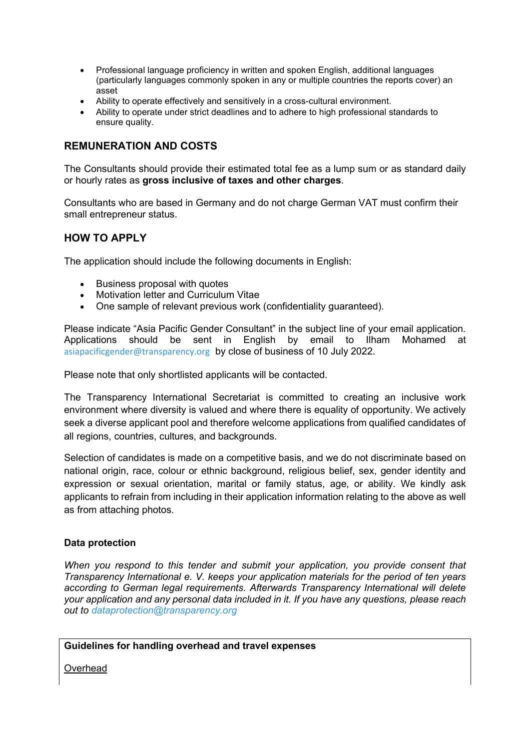- Professional language proficiency in written and spoken English, additional languages (particularly languages commonly spoken in any or multiple countries the reports cover) an asset
- Ability to operate effectively and sensitively in a cross-cultural environment.
- Ability to operate under strict deadlines and to adhere to high professional standards to ensure quality.

## REMUNERATION AND COSTS

The Consultants should provide their estimated total fee as a lump sum or as standard daily or hourly rates as **gross inclusive of taxes and other charges**.

Consultants who are based in Germany and do not charge German VAT must confirm their small entrepreneur status.

## HOW TO APPLY

The application should include the following documents in English:

- Business proposal with quotes
- Motivation letter and Curriculum Vitae
- One sample of relevant previous work (confidentiality guaranteed).

Please indicate "Asia Pacific Gender Consultant" in the subject line of your email application. Applications should be sent in English by email to Ilham Mohamed at asiapacificgender@transparency.org by close of business of 10 July 2022.

Please note that only shortlisted applicants will be contacted.

The Transparency International Secretariat is committed to creating an inclusive work environment where diversity is valued and where there is equality of opportunity. We actively seek a diverse applicant pool and therefore welcome applications from qualified candidates of all regions, countries, cultures, and backgrounds.

Selection of candidates is made on a competitive basis, and we do not discriminate based on national origin, race, colour or ethnic background, religious belief, sex, gender identity and expression or sexual orientation, marital or family status, age, or ability. We kindly ask applicants to refrain from including in their application information relating to the above as well as from attaching photos.

**Data protection**

*When you respond to this tender and submit your application, you provide consent that Transparency International e. V. keeps your application materials for the period of ten years according to German legal requirements. Afterwards Transparency International will delete your application and any personal data included in it. If you have any questions, please reach out to dataprotection@transparency.org*

**Guidelines for handling overhead and travel expenses**

Overhead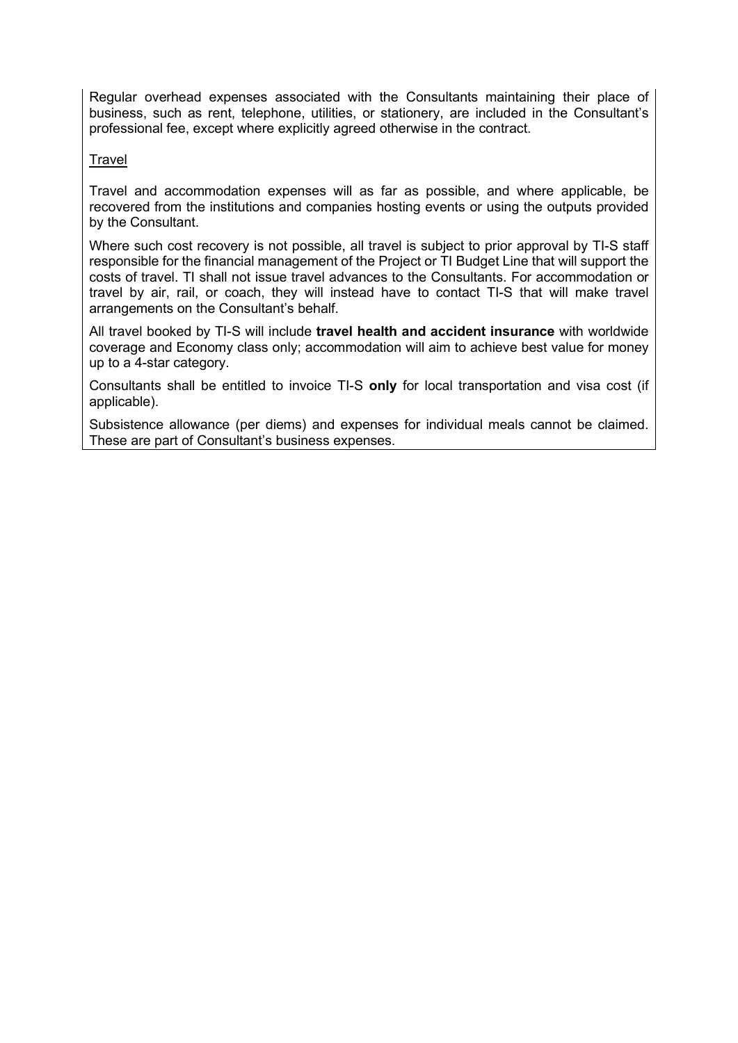Regular overhead expenses associated with the Consultants maintaining their place of business, such as rent, telephone, utilities, or stationery, are included in the Consultant's professional fee, except where explicitly agreed otherwise in the contract.

Travel

Travel and accommodation expenses will as far as possible, and where applicable, be recovered from the institutions and companies hosting events or using the outputs provided by the Consultant.

Where such cost recovery is not possible, all travel is subject to prior approval by TI-S staff responsible for the financial management of the Project or TI Budget Line that will support the costs of travel. TI shall not issue travel advances to the Consultants. For accommodation or travel by air, rail, or coach, they will instead have to contact TI-S that will make travel arrangements on the Consultant's behalf.

All travel booked by TI-S will include **travel health and accident insurance** with worldwide coverage and Economy class only; accommodation will aim to achieve best value for money up to a 4-star category.

Consultants shall be entitled to invoice TI-S **only** for local transportation and visa cost (if applicable).

Subsistence allowance (per diems) and expenses for individual meals cannot be claimed. These are part of Consultant's business expenses.